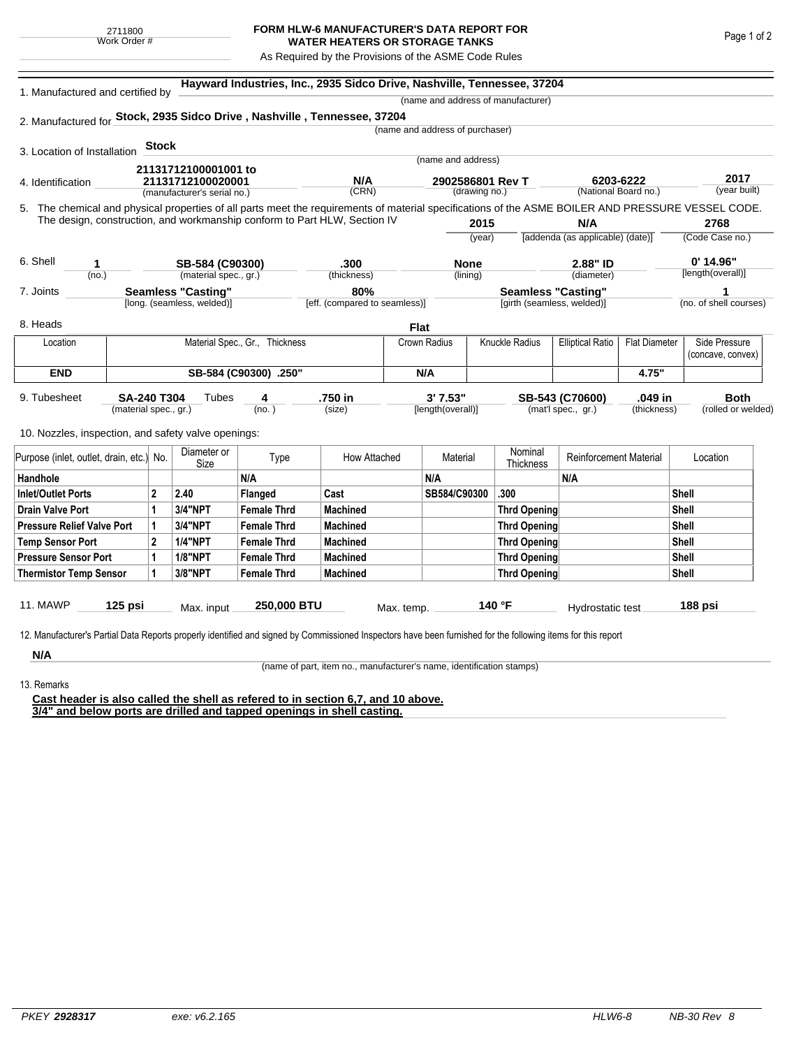2711800
Work Order #

# FORM HLW-6 MANUFACTURER'S DATA REPORT FOR WATER HEATERS OR STORAGE TANKS

As Required by the Provisions of the ASME Code Rules

1. Manufactured and certified by **Hayward Industries, Inc., 2935 Sidco Drive, Nashville, Tennessee, 37204**
(name and address of manufacturer)

2. Manufactured for **Stock, 2935 Sidco Drive , Nashville , Tennessee, 37204**
(name and address of purchaser)

3. Location of Installation **Stock**
(name and address)

4. Identification **21131712100001001 to 21131712100020001** (manufacturer's serial no.) **N/A** (CRN) **2902586801 Rev T** (drawing no.) **6203-6222** (National Board no.) **2017** (year built)

5. The chemical and physical properties of all parts meet the requirements of material specifications of the ASME BOILER AND PRESSURE VESSEL CODE. The design, construction, and workmanship conform to Part HLW, Section IV **2015** (year) **N/A** [addenda (as applicable) (date)] **2768** (Code Case no.)

6. Shell **1** (no.) **SB-584 (C90300)** (material spec., gr.) **.300** (thickness) **None** (lining) **2.88" ID** (diameter) **0' 14.96"** [length(overall)]

7. Joints **Seamless "Casting"** [long. (seamless, welded)] **80%** [eff. (compared to seamless)] **Seamless "Casting"** [girth (seamless, welded)] **1** (no. of shell courses)

8. Heads **Flat**

| Location | Material Spec., Gr., Thickness | Crown Radius | Knuckle Radius | Elliptical Ratio | Flat Diameter | Side Pressure (concave, convex) |
|---|---|---|---|---|---|---|
| **END** | **SB-584 (C90300) .250"** | **N/A** | | | **4.75"** | |

9. Tubesheet **SA-240 T304** (material spec., gr.) Tubes **4** (no.) **.750 in** (size) **3' 7.53"** [length(overall)] **SB-543 (C70600)** (mat'l spec., gr.) **.049 in** (thickness) **Both** (rolled or welded)

10. Nozzles, inspection, and safety valve openings:

| Purpose (inlet, outlet, drain, etc.) | No. | Diameter or Size | Type | How Attached | Material | Nominal Thickness | Reinforcement Material | Location |
|---|---|---|---|---|---|---|---|---|
| **Handhole** | | | **N/A** | | **N/A** | | **N/A** | |
| **Inlet/Outlet Ports** | **2** | **2.40** | **Flanged** | **Cast** | **SB584/C90300** | **.300** | | **Shell** |
| **Drain Valve Port** | **1** | **3/4"NPT** | **Female Thrd** | **Machined** | | **Thrd Opening** | | **Shell** |
| **Pressure Relief Valve Port** | **1** | **3/4"NPT** | **Female Thrd** | **Machined** | | **Thrd Opening** | | **Shell** |
| **Temp Sensor Port** | **2** | **1/4"NPT** | **Female Thrd** | **Machined** | | **Thrd Opening** | | **Shell** |
| **Pressure Sensor Port** | **1** | **1/8"NPT** | **Female Thrd** | **Machined** | | **Thrd Opening** | | **Shell** |
| **Thermistor Temp Sensor** | **1** | **3/8"NPT** | **Female Thrd** | **Machined** | | **Thrd Opening** | | **Shell** |

11. MAWP **125 psi** Max. input **250,000 BTU** Max. temp. **140 °F** Hydrostatic test **188 psi**

12. Manufacturer's Partial Data Reports properly identified and signed by Commissioned Inspectors have been furnished for the following items for this report

**N/A**
(name of part, item no., manufacturer's name, identification stamps)

13. Remarks

**Cast header is also called the shell as refered to in section 6,7, and 10 above.**
**3/4" and below ports are drilled and tapped openings in shell casting.**

PKEY **2928317** exe: v6.2.165 HLW6-8 NB-30 Rev 8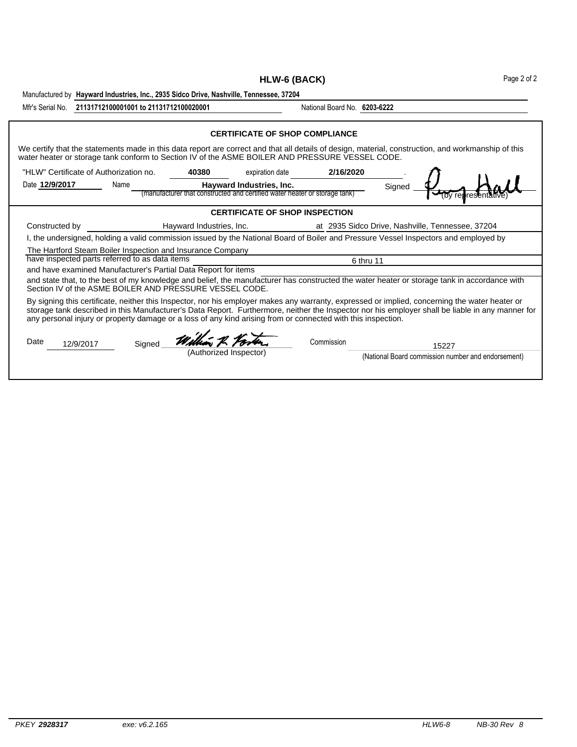# HLW-6 (BACK)

Manufactured by **Hayward Industries, Inc., 2935 Sidco Drive, Nashville, Tennessee, 37204**

Mfr's Serial No. **21131712100001001 to 21131712100020001** National Board No. **6203-6222**

## CERTIFICATE OF SHOP COMPLIANCE

We certify that the statements made in this data report are correct and that all details of design, material, construction, and workmanship of this water heater or storage tank conform to Section IV of the ASME BOILER AND PRESSURE VESSEL CODE.

"HLW" Certificate of Authorization no. **40380** expiration date **2/16/2020**.

Date **12/9/2017** Name **Hayward Industries, Inc.** (manufacturer that constructed and certified water heater or storage tank) Signed *Perry Hall* (by representative)

## CERTIFICATE OF SHOP INSPECTION

Constructed by Hayward Industries, Inc. at 2935 Sidco Drive, Nashville, Tennessee, 37204

I, the undersigned, holding a valid commission issued by the National Board of Boiler and Pressure Vessel Inspectors and employed by The Hartford Steam Boiler Inspection and Insurance Company

have inspected parts referred to as data items 6 thru 11

and have examined Manufacturer's Partial Data Report for items

and state that, to the best of my knowledge and belief, the manufacturer has constructed the water heater or storage tank in accordance with Section IV of the ASME BOILER AND PRESSURE VESSEL CODE.

By signing this certificate, neither this Inspector, nor his employer makes any warranty, expressed or implied, concerning the water heater or storage tank described in this Manufacturer's Data Report. Furthermore, neither the Inspector nor his employer shall be liable in any manner for any personal injury or property damage or a loss of any kind arising from or connected with this inspection.

Date 12/9/2017 Signed *William R. Foster* (Authorized Inspector) Commission 15227 (National Board commission number and endorsement)

PKEY **2928317** exe: v6.2.165 HLW6-8 NB-30 Rev 8